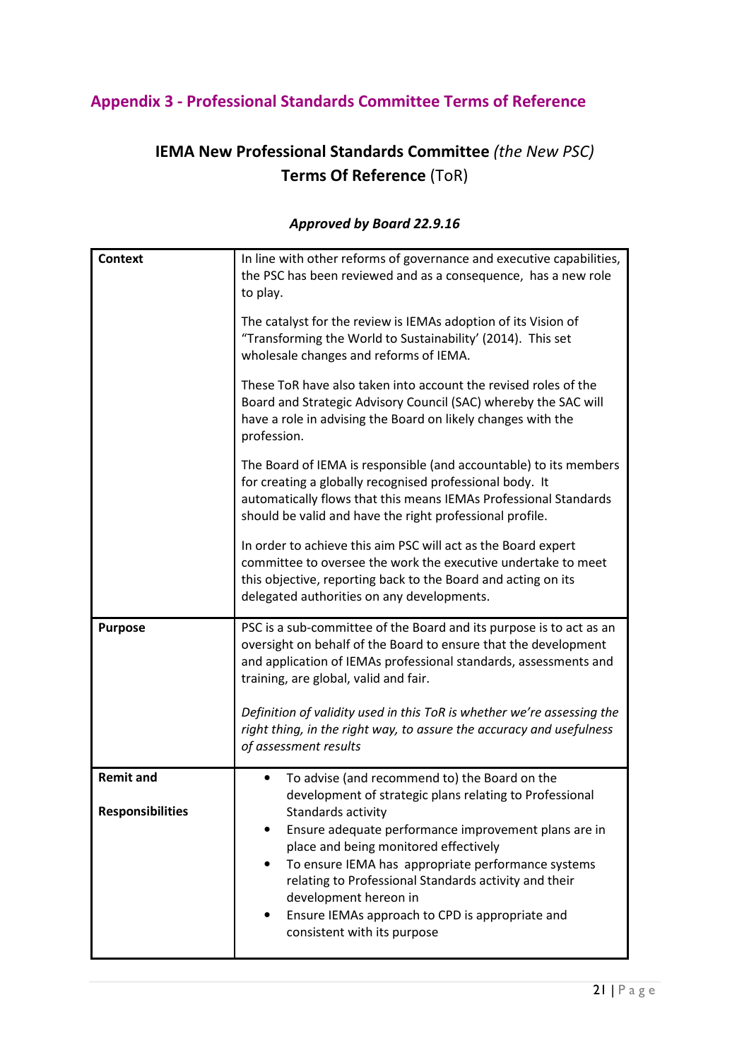## Appendix 3 - Professional Standards Committee Terms of Reference

# IEMA New Professional Standards Committee *(the New PSC)* Terms Of Reference (ToR)

***Approved by Board 22.9.16***

| | |
|---|---|
| **Context** | In line with other reforms of governance and executive capabilities, the PSC has been reviewed and as a consequence, has a new role to play.<br><br>The catalyst for the review is IEMAs adoption of its Vision of "Transforming the World to Sustainability' (2014). This set wholesale changes and reforms of IEMA.<br><br>These ToR have also taken into account the revised roles of the Board and Strategic Advisory Council (SAC) whereby the SAC will have a role in advising the Board on likely changes with the profession.<br><br>The Board of IEMA is responsible (and accountable) to its members for creating a globally recognised professional body. It automatically flows that this means IEMAs Professional Standards should be valid and have the right professional profile.<br><br>In order to achieve this aim PSC will act as the Board expert committee to oversee the work the executive undertake to meet this objective, reporting back to the Board and acting on its delegated authorities on any developments. |
| **Purpose** | PSC is a sub-committee of the Board and its purpose is to act as an oversight on behalf of the Board to ensure that the development and application of IEMAs professional standards, assessments and training, are global, valid and fair.<br><br>*Definition of validity used in this ToR is whether we're assessing the right thing, in the right way, to assure the accuracy and usefulness of assessment results* |
| **Remit and Responsibilities** | • To advise (and recommend to) the Board on the development of strategic plans relating to Professional Standards activity<br>• Ensure adequate performance improvement plans are in place and being monitored effectively<br>• To ensure IEMA has appropriate performance systems relating to Professional Standards activity and their development hereon in<br>• Ensure IEMAs approach to CPD is appropriate and consistent with its purpose |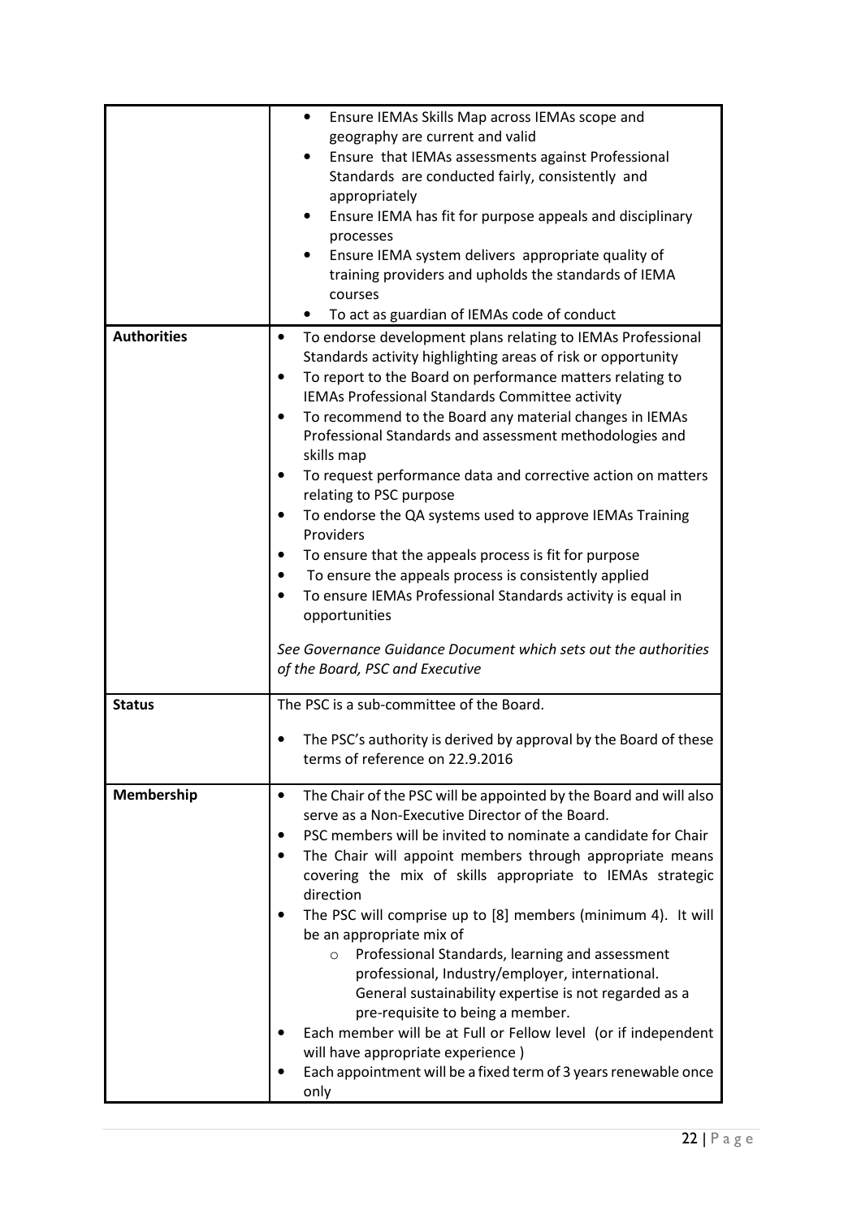| | |
|---|---|
| | • Ensure IEMAs Skills Map across IEMAs scope and geography are current and valid<br>• Ensure that IEMAs assessments against Professional Standards are conducted fairly, consistently and appropriately<br>• Ensure IEMA has fit for purpose appeals and disciplinary processes<br>• Ensure IEMA system delivers appropriate quality of training providers and upholds the standards of IEMA courses<br>• To act as guardian of IEMAs code of conduct |
| **Authorities** | • To endorse development plans relating to IEMAs Professional Standards activity highlighting areas of risk or opportunity<br>• To report to the Board on performance matters relating to IEMAs Professional Standards Committee activity<br>• To recommend to the Board any material changes in IEMAs Professional Standards and assessment methodologies and skills map<br>• To request performance data and corrective action on matters relating to PSC purpose<br>• To endorse the QA systems used to approve IEMAs Training Providers<br>• To ensure that the appeals process is fit for purpose<br>• To ensure the appeals process is consistently applied<br>• To ensure IEMAs Professional Standards activity is equal in opportunities<br><br>*See Governance Guidance Document which sets out the authorities of the Board, PSC and Executive* |
| **Status** | The PSC is a sub-committee of the Board.<br><br>• The PSC's authority is derived by approval by the Board of these terms of reference on 22.9.2016 |
| **Membership** | • The Chair of the PSC will be appointed by the Board and will also serve as a Non-Executive Director of the Board.<br>• PSC members will be invited to nominate a candidate for Chair<br>• The Chair will appoint members through appropriate means covering the mix of skills appropriate to IEMAs strategic direction<br>• The PSC will comprise up to [8] members (minimum 4). It will be an appropriate mix of<br>&nbsp;&nbsp;&nbsp;&nbsp;o Professional Standards, learning and assessment professional, Industry/employer, international. General sustainability expertise is not regarded as a pre-requisite to being a member.<br>• Each member will be at Full or Fellow level (or if independent will have appropriate experience )<br>• Each appointment will be a fixed term of 3 years renewable once only |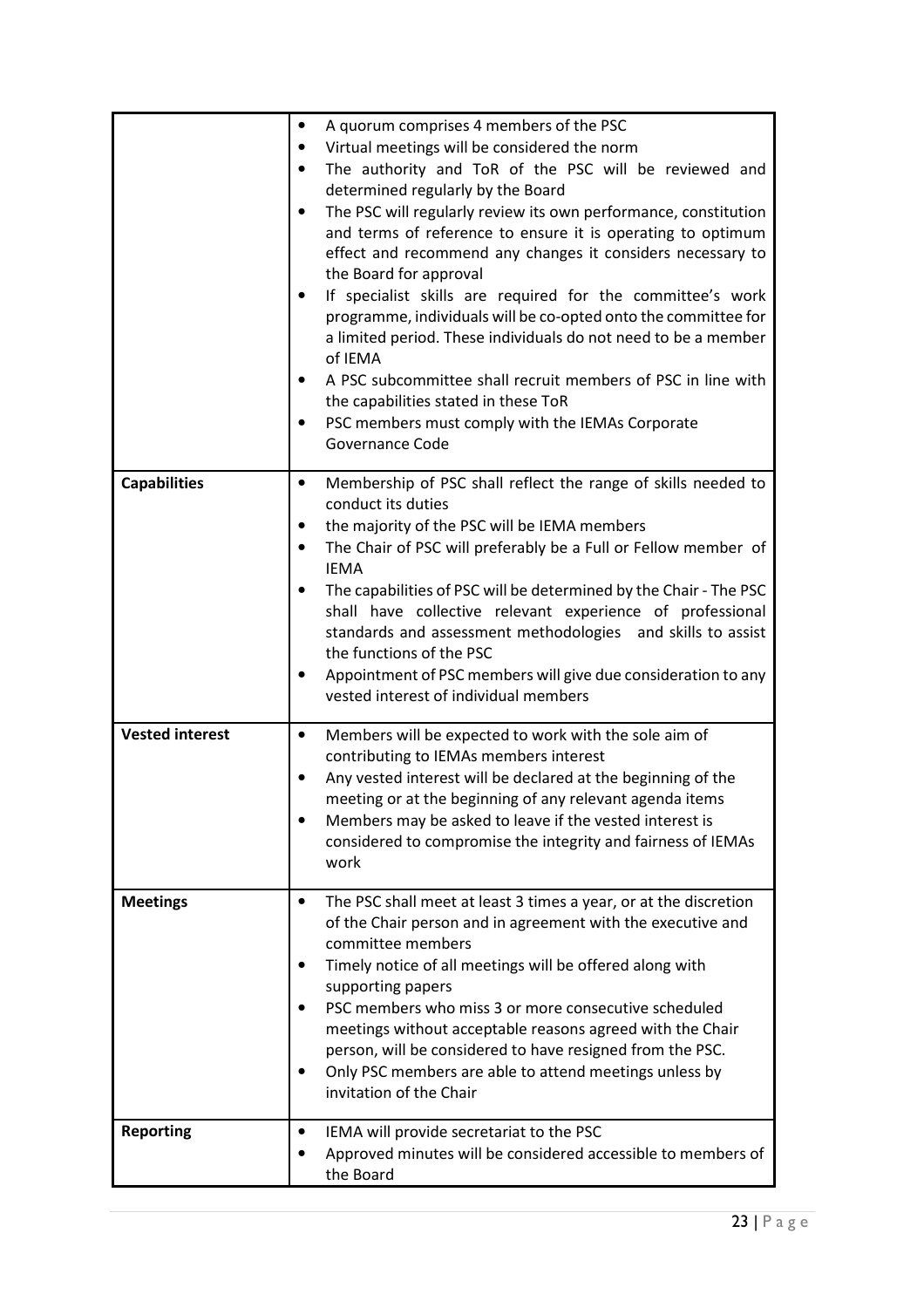|  |  |
| --- | --- |
|  | • A quorum comprises 4 members of the PSC<br>• Virtual meetings will be considered the norm<br>• The authority and ToR of the PSC will be reviewed and determined regularly by the Board<br>• The PSC will regularly review its own performance, constitution and terms of reference to ensure it is operating to optimum effect and recommend any changes it considers necessary to the Board for approval<br>• If specialist skills are required for the committee's work programme, individuals will be co-opted onto the committee for a limited period. These individuals do not need to be a member of IEMA<br>• A PSC subcommittee shall recruit members of PSC in line with the capabilities stated in these ToR<br>• PSC members must comply with the IEMAs Corporate Governance Code |
| **Capabilities** | • Membership of PSC shall reflect the range of skills needed to conduct its duties<br>• the majority of the PSC will be IEMA members<br>• The Chair of PSC will preferably be a Full or Fellow member of IEMA<br>• The capabilities of PSC will be determined by the Chair - The PSC shall have collective relevant experience of professional standards and assessment methodologies and skills to assist the functions of the PSC<br>• Appointment of PSC members will give due consideration to any vested interest of individual members |
| **Vested interest** | • Members will be expected to work with the sole aim of contributing to IEMAs members interest<br>• Any vested interest will be declared at the beginning of the meeting or at the beginning of any relevant agenda items<br>• Members may be asked to leave if the vested interest is considered to compromise the integrity and fairness of IEMAs work |
| **Meetings** | • The PSC shall meet at least 3 times a year, or at the discretion of the Chair person and in agreement with the executive and committee members<br>• Timely notice of all meetings will be offered along with supporting papers<br>• PSC members who miss 3 or more consecutive scheduled meetings without acceptable reasons agreed with the Chair person, will be considered to have resigned from the PSC.<br>• Only PSC members are able to attend meetings unless by invitation of the Chair |
| **Reporting** | • IEMA will provide secretariat to the PSC<br>• Approved minutes will be considered accessible to members of the Board |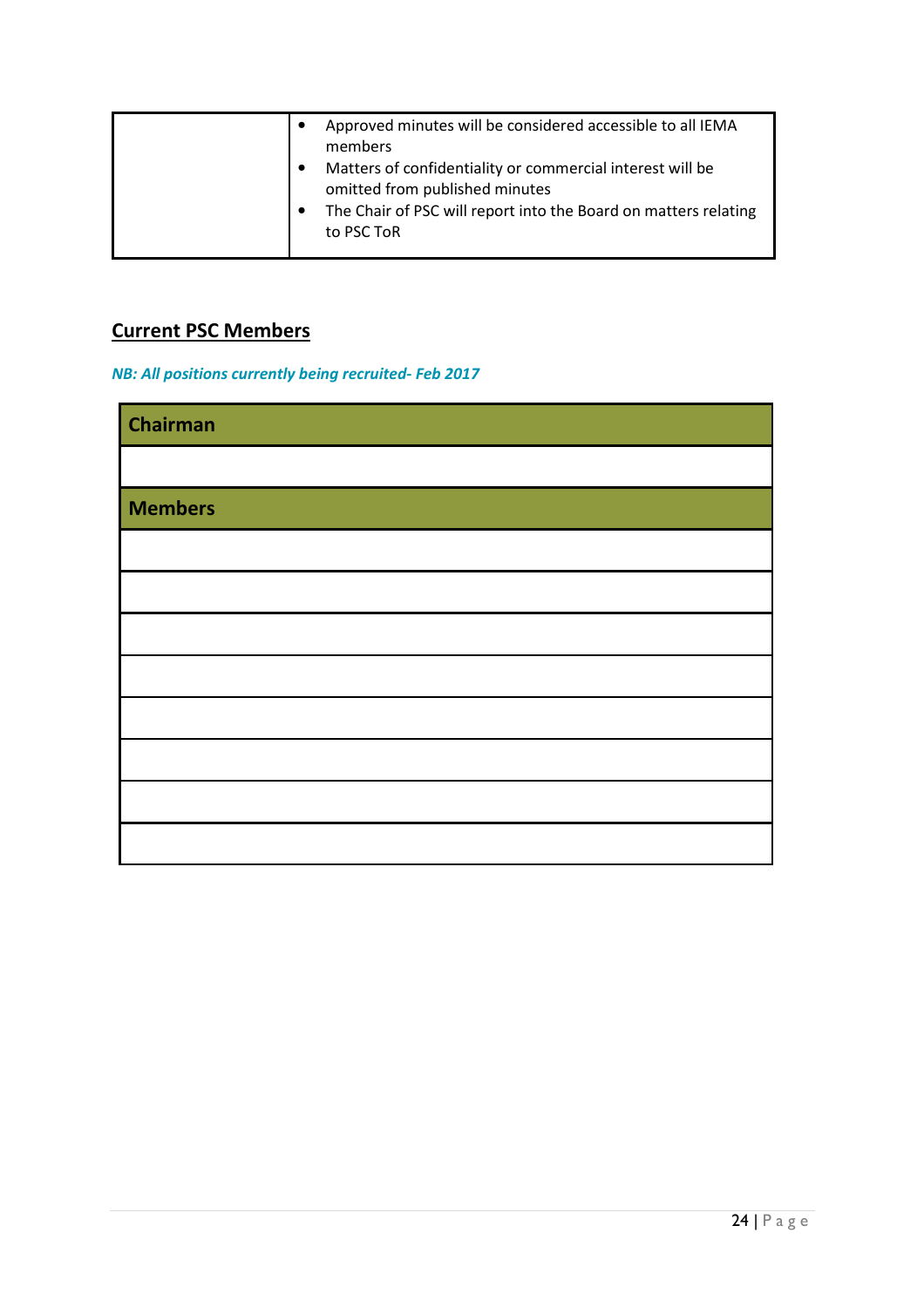| | |
|---|---|
| | • Approved minutes will be considered accessible to all IEMA members<br>• Matters of confidentiality or commercial interest will be omitted from published minutes<br>• The Chair of PSC will report into the Board on matters relating to PSC ToR |

## Current PSC Members

***NB: All positions currently being recruited- Feb 2017***

| Chairman |
|---|
| |
| **Members** |
| |
| |
| |
| |
| |
| |
| |
| |